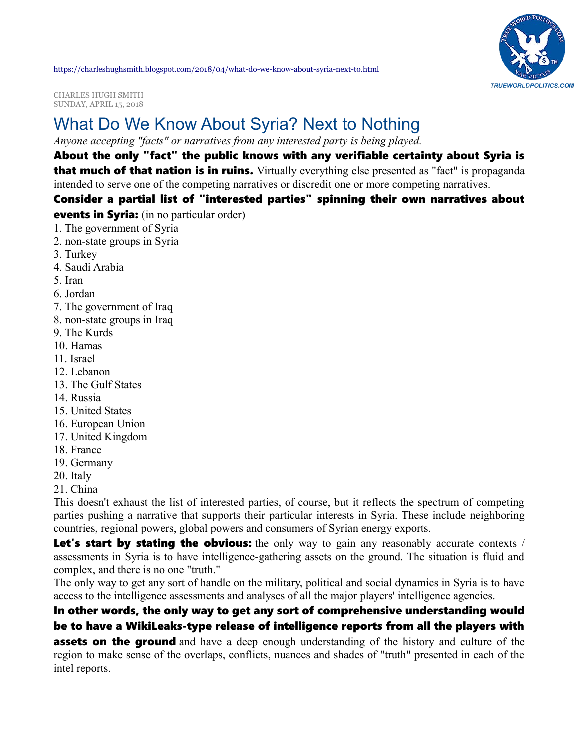https://charleshughsmith.blogspot.com/2018/04/what-do-we-know-about-syria-next-to.html

CHARLES HUGH SMITH
SUNDAY, APRIL 15, 2018

# What Do We Know About Syria? Next to Nothing

*Anyone accepting "facts" or narratives from any interested party is being played.*

**About the only "fact" the public knows with any verifiable certainty about Syria is that much of that nation is in ruins.** Virtually everything else presented as "fact" is propaganda intended to serve one of the competing narratives or discredit one or more competing narratives.

**Consider a partial list of "interested parties" spinning their own narratives about events in Syria:** (in no particular order)

1. The government of Syria
2. non-state groups in Syria
3. Turkey
4. Saudi Arabia
5. Iran
6. Jordan
7. The government of Iraq
8. non-state groups in Iraq
9. The Kurds
10. Hamas
11. Israel
12. Lebanon
13. The Gulf States
14. Russia
15. United States
16. European Union
17. United Kingdom
18. France
19. Germany
20. Italy
21. China

This doesn't exhaust the list of interested parties, of course, but it reflects the spectrum of competing parties pushing a narrative that supports their particular interests in Syria. These include neighboring countries, regional powers, global powers and consumers of Syrian energy exports.

**Let's start by stating the obvious:** the only way to gain any reasonably accurate contexts / assessments in Syria is to have intelligence-gathering assets on the ground. The situation is fluid and complex, and there is no one "truth."

The only way to get any sort of handle on the military, political and social dynamics in Syria is to have access to the intelligence assessments and analyses of all the major players' intelligence agencies.

**In other words, the only way to get any sort of comprehensive understanding would be to have a WikiLeaks-type release of intelligence reports from all the players with assets on the ground** and have a deep enough understanding of the history and culture of the region to make sense of the overlaps, conflicts, nuances and shades of "truth" presented in each of the intel reports.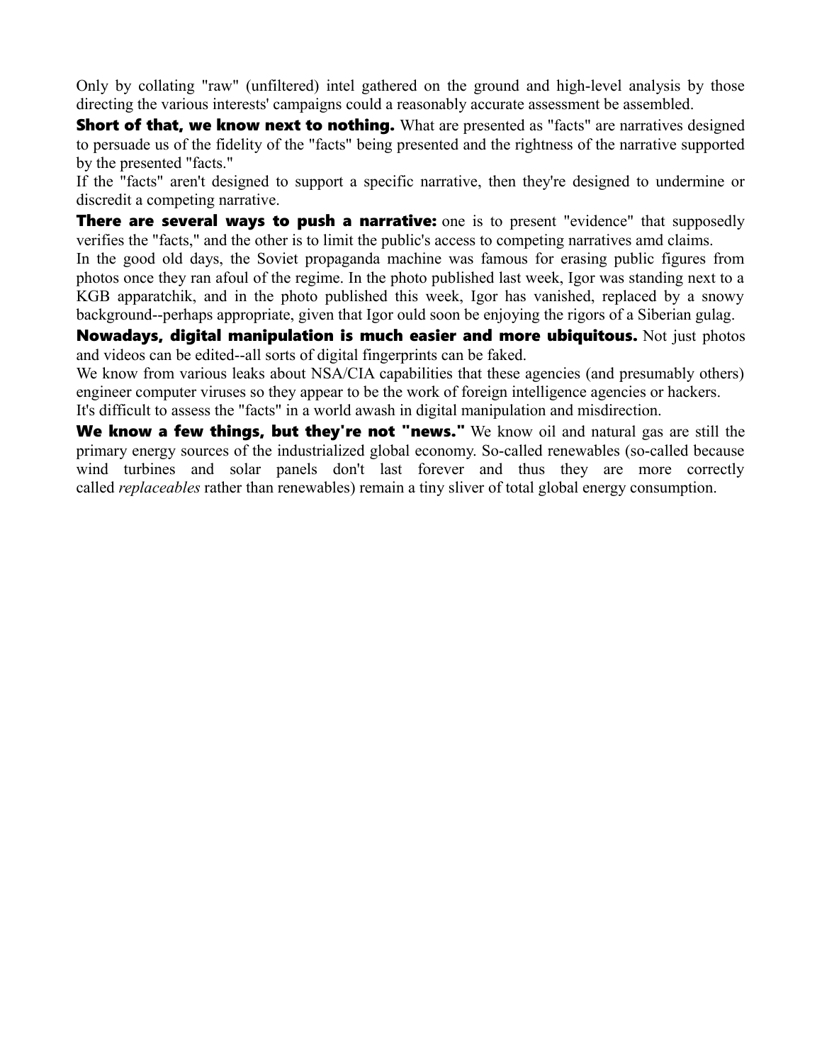Only by collating "raw" (unfiltered) intel gathered on the ground and high-level analysis by those directing the various interests' campaigns could a reasonably accurate assessment be assembled.

**Short of that, we know next to nothing.** What are presented as "facts" are narratives designed to persuade us of the fidelity of the "facts" being presented and the rightness of the narrative supported by the presented "facts."

If the "facts" aren't designed to support a specific narrative, then they're designed to undermine or discredit a competing narrative.

**There are several ways to push a narrative:** one is to present "evidence" that supposedly verifies the "facts," and the other is to limit the public's access to competing narratives amd claims.

In the good old days, the Soviet propaganda machine was famous for erasing public figures from photos once they ran afoul of the regime. In the photo published last week, Igor was standing next to a KGB apparatchik, and in the photo published this week, Igor has vanished, replaced by a snowy background--perhaps appropriate, given that Igor ould soon be enjoying the rigors of a Siberian gulag.

**Nowadays, digital manipulation is much easier and more ubiquitous.** Not just photos and videos can be edited--all sorts of digital fingerprints can be faked.

We know from various leaks about NSA/CIA capabilities that these agencies (and presumably others) engineer computer viruses so they appear to be the work of foreign intelligence agencies or hackers.

It's difficult to assess the "facts" in a world awash in digital manipulation and misdirection.

**We know a few things, but they're not "news."** We know oil and natural gas are still the primary energy sources of the industrialized global economy. So-called renewables (so-called because wind turbines and solar panels don't last forever and thus they are more correctly called *replaceables* rather than renewables) remain a tiny sliver of total global energy consumption.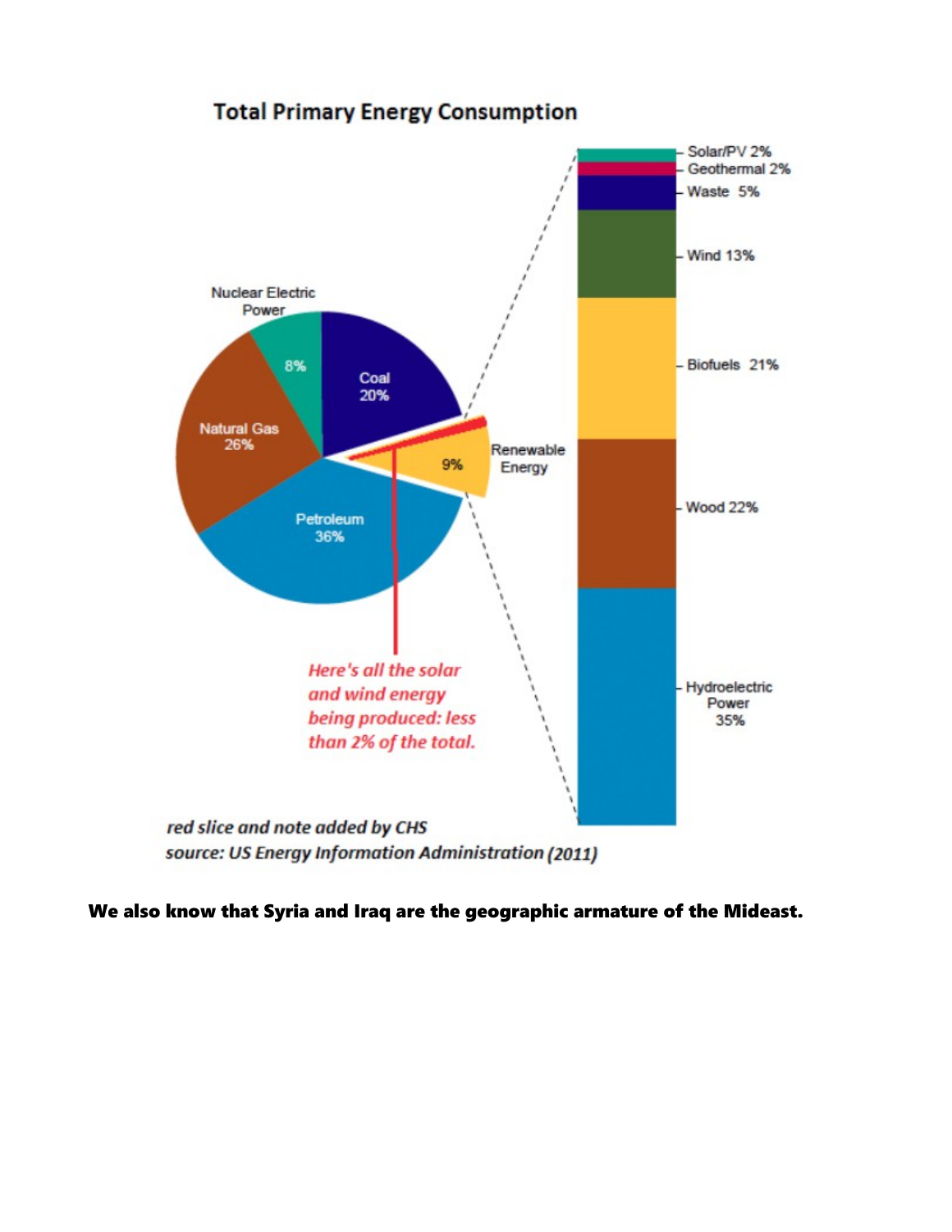## Total Primary Energy Consumption

Nuclear Electric Power 8%

Coal 20%

Natural Gas 26%

Petroleum 36%

Renewable Energy 9%

- Solar/PV 2%
- Geothermal 2%
- Waste 5%
- Wind 13%
- Biofuels 21%
- Wood 22%
- Hydroelectric Power 35%

*Here's all the solar and wind energy being produced: less than 2% of the total.*

*red slice and note added by CHS*

*source: US Energy Information Administration (2011)*

**We also know that Syria and Iraq are the geographic armature of the Mideast.**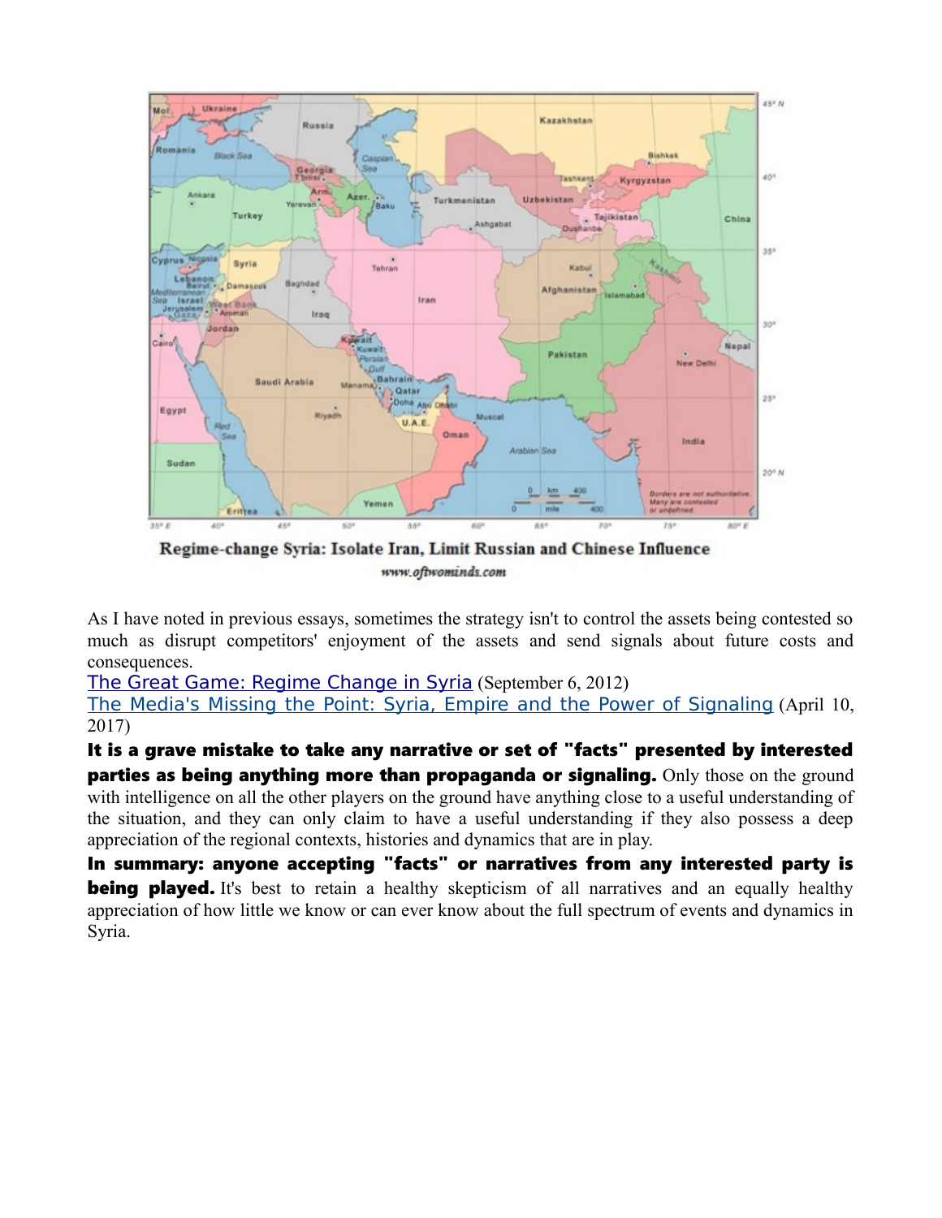Regime-change Syria: Isolate Iran, Limit Russian and Chinese Influence
www.oftwominds.com

As I have noted in previous essays, sometimes the strategy isn't to control the assets being contested so much as disrupt competitors' enjoyment of the assets and send signals about future costs and consequences.

The Great Game: Regime Change in Syria (September 6, 2012)
The Media's Missing the Point: Syria, Empire and the Power of Signaling (April 10, 2017)

**It is a grave mistake to take any narrative or set of "facts" presented by interested parties as being anything more than propaganda or signaling.** Only those on the ground with intelligence on all the other players on the ground have anything close to a useful understanding of the situation, and they can only claim to have a useful understanding if they also possess a deep appreciation of the regional contexts, histories and dynamics that are in play.

**In summary: anyone accepting "facts" or narratives from any interested party is being played.** It's best to retain a healthy skepticism of all narratives and an equally healthy appreciation of how little we know or can ever know about the full spectrum of events and dynamics in Syria.